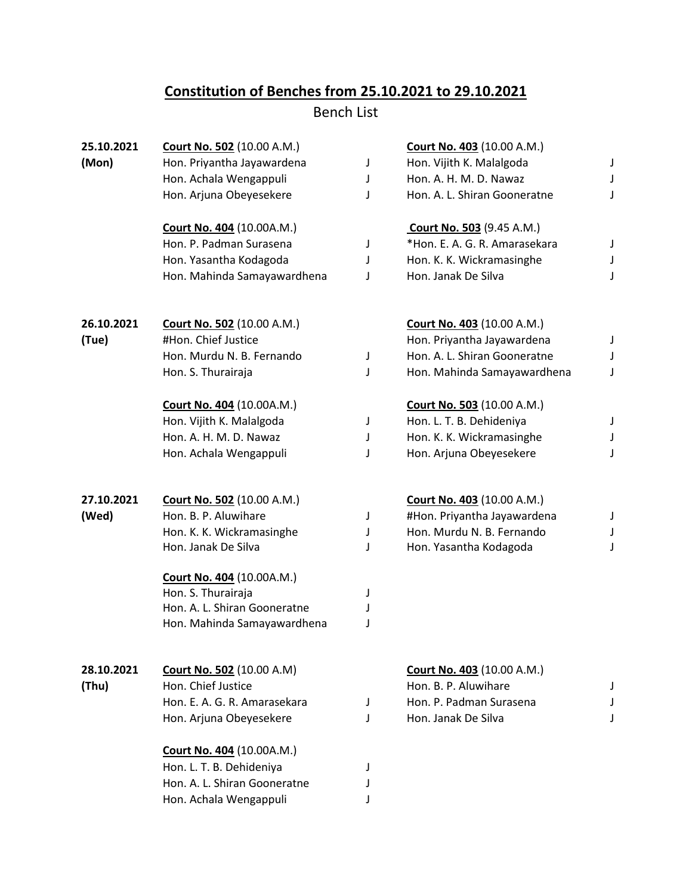## Constitution of Benches from 25.10.2021 to 29.10.2021

Bench List

**25.10.2021 (Mon)**

**Court No. 502** (10.00 A.M.)
Hon. Priyantha Jayawardena J
Hon. Achala Wengappuli J
Hon. Arjuna Obeyesekere J

**Court No. 403** (10.00 A.M.)
Hon. Vijith K. Malalgoda J
Hon. A. H. M. D. Nawaz J
Hon. A. L. Shiran Gooneratne J

**Court No. 404** (10.00A.M.)
Hon. P. Padman Surasena J
Hon. Yasantha Kodagoda J
Hon. Mahinda Samayawardhena J

**Court No. 503** (9.45 A.M.)
*Hon. E. A. G. R. Amarasekara J
Hon. K. K. Wickramasinghe J
Hon. Janak De Silva J

**26.10.2021 (Tue)**

**Court No. 502** (10.00 A.M.)
#Hon. Chief Justice
Hon. Murdu N. B. Fernando J
Hon. S. Thurairaja J

**Court No. 403** (10.00 A.M.)
Hon. Priyantha Jayawardena J
Hon. A. L. Shiran Gooneratne J
Hon. Mahinda Samayawardhena J

**Court No. 404** (10.00A.M.)
Hon. Vijith K. Malalgoda J
Hon. A. H. M. D. Nawaz J
Hon. Achala Wengappuli J

**Court No. 503** (10.00 A.M.)
Hon. L. T. B. Dehideniya J
Hon. K. K. Wickramasinghe J
Hon. Arjuna Obeyesekere J

**27.10.2021 (Wed)**

**Court No. 502** (10.00 A.M.)
Hon. B. P. Aluwihare J
Hon. K. K. Wickramasinghe J
Hon. Janak De Silva J

**Court No. 403** (10.00 A.M.)
#Hon. Priyantha Jayawardena J
Hon. Murdu N. B. Fernando J
Hon. Yasantha Kodagoda J

**Court No. 404** (10.00A.M.)
Hon. S. Thurairaja J
Hon. A. L. Shiran Gooneratne J
Hon. Mahinda Samayawardhena J

**28.10.2021 (Thu)**

**Court No. 502** (10.00 A.M)
Hon. Chief Justice
Hon. E. A. G. R. Amarasekara J
Hon. Arjuna Obeyesekere J

**Court No. 403** (10.00 A.M.)
Hon. B. P. Aluwihare J
Hon. P. Padman Surasena J
Hon. Janak De Silva J

**Court No. 404** (10.00A.M.)
Hon. L. T. B. Dehideniya J
Hon. A. L. Shiran Gooneratne J
Hon. Achala Wengappuli J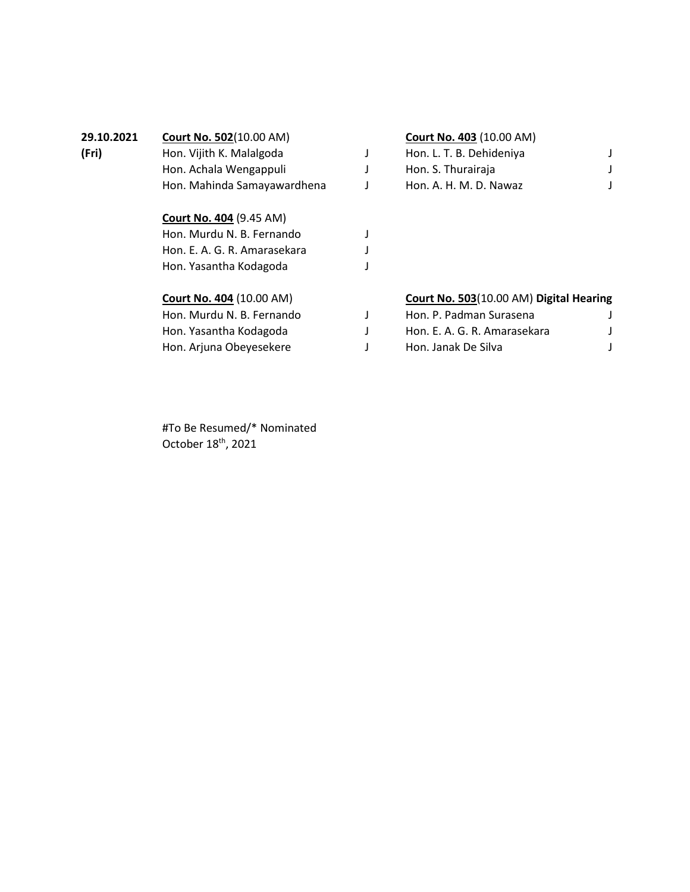| | | | | |
|---|---|---|---|---|
| **29.10.2021 (Fri)** | **<u>Court No. 502</u>**(10.00 AM) | | **<u>Court No. 403</u>** (10.00 AM) | |
| | Hon. Vijith K. Malalgoda | J | Hon. L. T. B. Dehideniya | J |
| | Hon. Achala Wengappuli | J | Hon. S. Thurairaja | J |
| | Hon. Mahinda Samayawardhena | J | Hon. A. H. M. D. Nawaz | J |
| | **<u>Court No. 404</u>** (9.45 AM) | | | |
| | Hon. Murdu N. B. Fernando | J | | |
| | Hon. E. A. G. R. Amarasekara | J | | |
| | Hon. Yasantha Kodagoda | J | | |
| | **<u>Court No. 404</u>** (10.00 AM) | | **<u>Court No. 503</u>**(10.00 AM) **Digital Hearing** | |
| | Hon. Murdu N. B. Fernando | J | Hon. P. Padman Surasena | J |
| | Hon. Yasantha Kodagoda | J | Hon. E. A. G. R. Amarasekara | J |
| | Hon. Arjuna Obeyesekere | J | Hon. Janak De Silva | J |

#To Be Resumed/* Nominated
October 18th, 2021